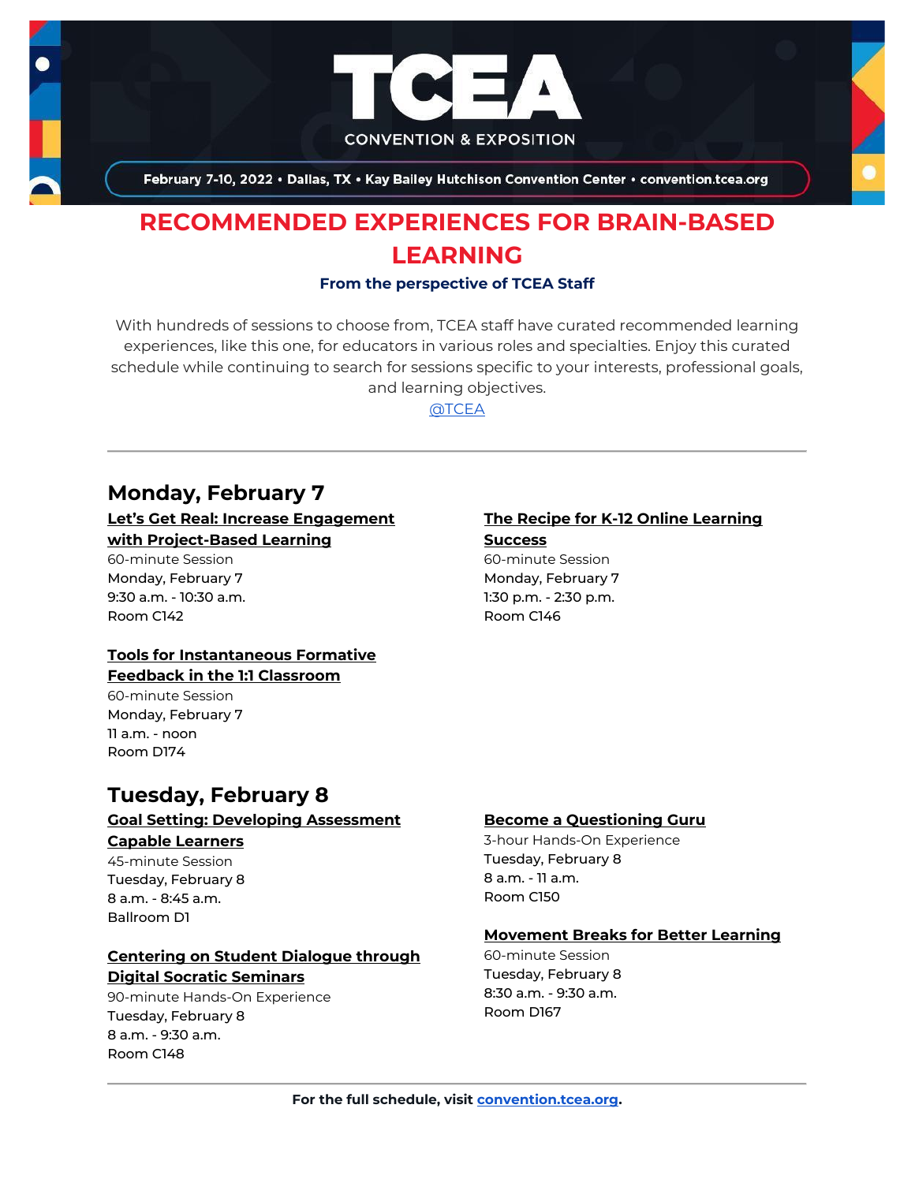TCEA

CONVENTION & EXPOSITION

February 7-10, 2022 • Dallas, TX • Kay Bailey Hutchison Convention Center • convention.tcea.org

# RECOMMENDED EXPERIENCES FOR BRAIN-BASED LEARNING

### From the perspective of TCEA Staff

With hundreds of sessions to choose from, TCEA staff have curated recommended learning experiences, like this one, for educators in various roles and specialties. Enjoy this curated schedule while continuing to search for sessions specific to your interests, professional goals, and learning objectives.

@TCEA

---

## Monday, February 7

**Let's Get Real: Increase Engagement with Project-Based Learning**
60-minute Session
Monday, February 7
9:30 a.m. - 10:30 a.m.
Room C142

**Tools for Instantaneous Formative Feedback in the 1:1 Classroom**
60-minute Session
Monday, February 7
11 a.m. - noon
Room D174

**The Recipe for K-12 Online Learning Success**
60-minute Session
Monday, February 7
1:30 p.m. - 2:30 p.m.
Room C146

## Tuesday, February 8

**Goal Setting: Developing Assessment Capable Learners**
45-minute Session
Tuesday, February 8
8 a.m. - 8:45 a.m.
Ballroom D1

**Centering on Student Dialogue through Digital Socratic Seminars**
90-minute Hands-On Experience
Tuesday, February 8
8 a.m. - 9:30 a.m.
Room C148

**Become a Questioning Guru**
3-hour Hands-On Experience
Tuesday, February 8
8 a.m. - 11 a.m.
Room C150

**Movement Breaks for Better Learning**
60-minute Session
Tuesday, February 8
8:30 a.m. - 9:30 a.m.
Room D167

---

**For the full schedule, visit convention.tcea.org.**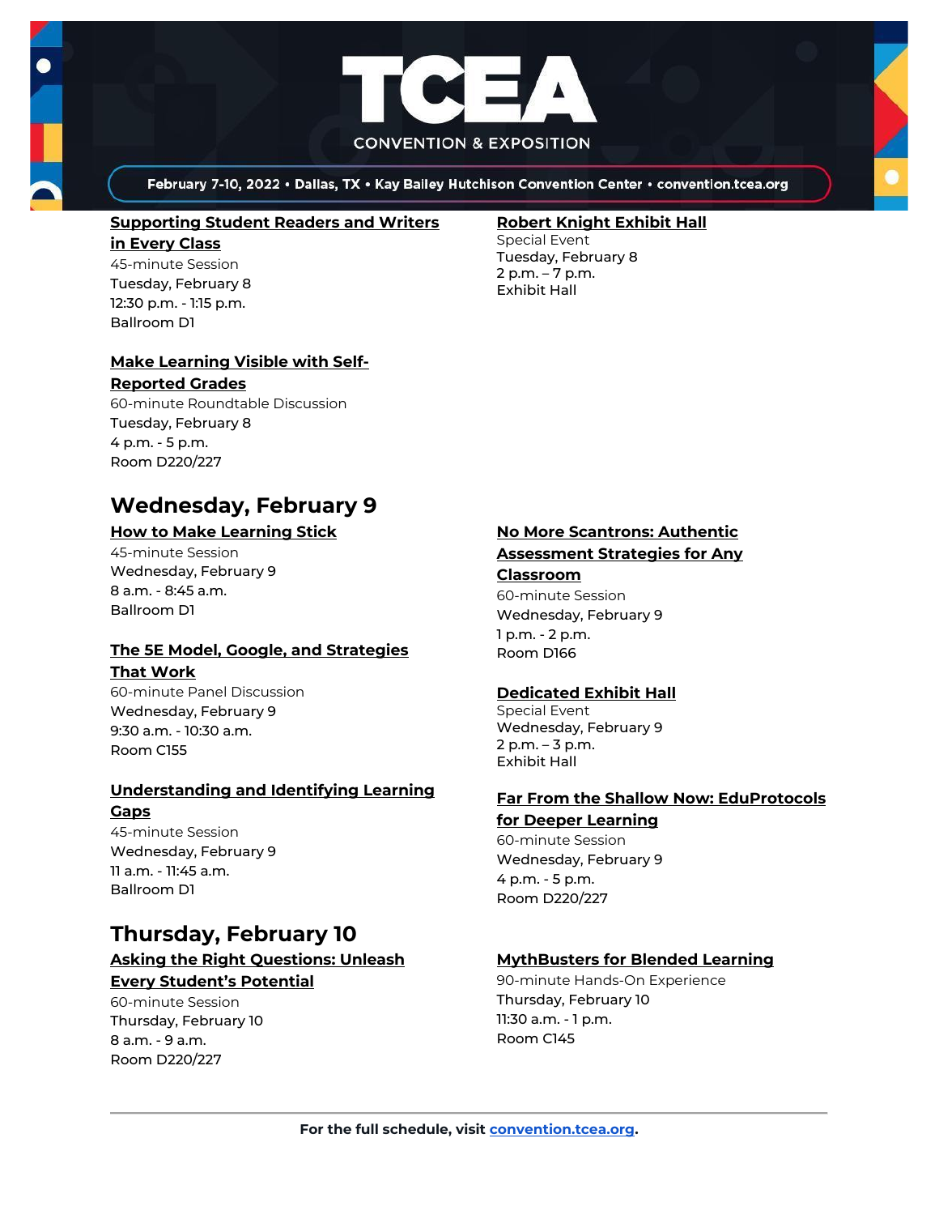**Supporting Student Readers and Writers in Every Class**
45-minute Session
Tuesday, February 8
12:30 p.m. - 1:15 p.m.
Ballroom D1

**Make Learning Visible with Self-Reported Grades**
60-minute Roundtable Discussion
Tuesday, February 8
4 p.m. - 5 p.m.
Room D220/227

**Robert Knight Exhibit Hall**
Special Event
Tuesday, February 8
2 p.m. – 7 p.m.
Exhibit Hall

## Wednesday, February 9

**How to Make Learning Stick**
45-minute Session
Wednesday, February 9
8 a.m. - 8:45 a.m.
Ballroom D1

**The 5E Model, Google, and Strategies That Work**
60-minute Panel Discussion
Wednesday, February 9
9:30 a.m. - 10:30 a.m.
Room C155

**Understanding and Identifying Learning Gaps**
45-minute Session
Wednesday, February 9
11 a.m. - 11:45 a.m.
Ballroom D1

**No More Scantrons: Authentic Assessment Strategies for Any Classroom**
60-minute Session
Wednesday, February 9
1 p.m. - 2 p.m.
Room D166

**Dedicated Exhibit Hall**
Special Event
Wednesday, February 9
2 p.m. – 3 p.m.
Exhibit Hall

**Far From the Shallow Now: EduProtocols for Deeper Learning**
60-minute Session
Wednesday, February 9
4 p.m. - 5 p.m.
Room D220/227

## Thursday, February 10

**Asking the Right Questions: Unleash Every Student's Potential**
60-minute Session
Thursday, February 10
8 a.m. - 9 a.m.
Room D220/227

**MythBusters for Blended Learning**
90-minute Hands-On Experience
Thursday, February 10
11:30 a.m. - 1 p.m.
Room C145

---

**For the full schedule, visit convention.tcea.org.**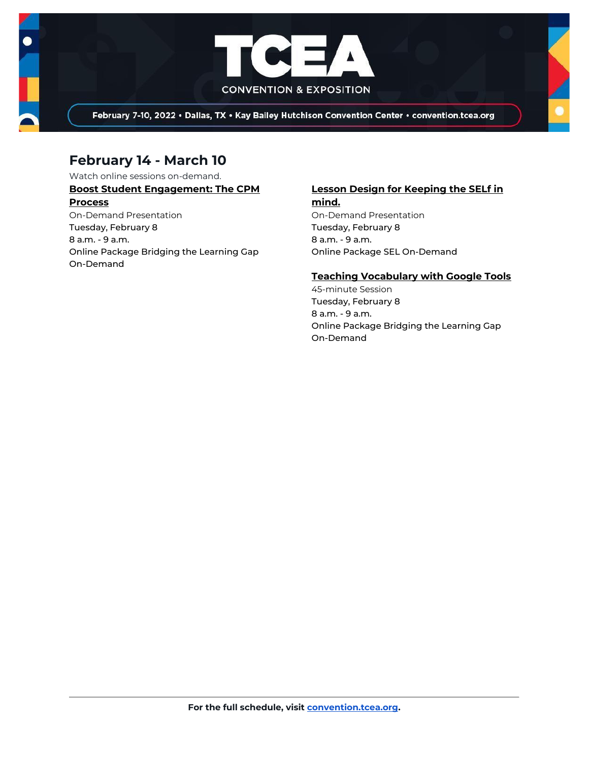TCEA

CONVENTION & EXPOSITION

February 7-10, 2022 • Dallas, TX • Kay Bailey Hutchison Convention Center • convention.tcea.org

## February 14 - March 10

Watch online sessions on-demand.

**Boost Student Engagement: The CPM Process**

On-Demand Presentation
Tuesday, February 8
8 a.m. - 9 a.m.
Online Package Bridging the Learning Gap On-Demand

**Lesson Design for Keeping the SELf in mind.**

On-Demand Presentation
Tuesday, February 8
8 a.m. - 9 a.m.
Online Package SEL On-Demand

**Teaching Vocabulary with Google Tools**

45-minute Session
Tuesday, February 8
8 a.m. - 9 a.m.
Online Package Bridging the Learning Gap On-Demand

**For the full schedule, visit convention.tcea.org.**